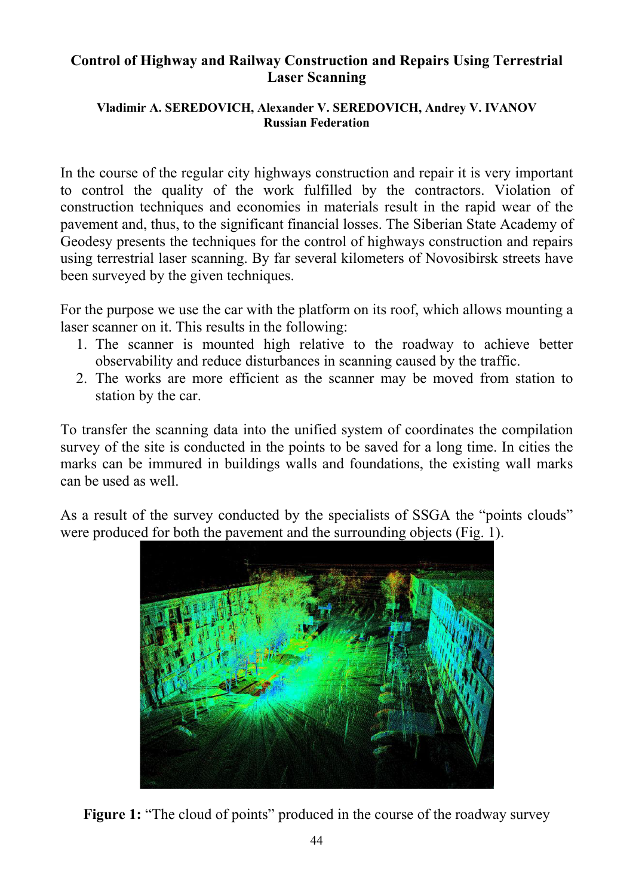# Control of Highway and Railway Construction and Repairs Using Terrestrial Laser Scanning

**Vladimir A. SEREDOVICH, Alexander V. SEREDOVICH, Andrey V. IVANOV**
**Russian Federation**

In the course of the regular city highways construction and repair it is very important to control the quality of the work fulfilled by the contractors. Violation of construction techniques and economies in materials result in the rapid wear of the pavement and, thus, to the significant financial losses. The Siberian State Academy of Geodesy presents the techniques for the control of highways construction and repairs using terrestrial laser scanning. By far several kilometers of Novosibirsk streets have been surveyed by the given techniques.

For the purpose we use the car with the platform on its roof, which allows mounting a laser scanner on it. This results in the following:

1. The scanner is mounted high relative to the roadway to achieve better observability and reduce disturbances in scanning caused by the traffic.
2. The works are more efficient as the scanner may be moved from station to station by the car.

To transfer the scanning data into the unified system of coordinates the compilation survey of the site is conducted in the points to be saved for a long time. In cities the marks can be immured in buildings walls and foundations, the existing wall marks can be used as well.

As a result of the survey conducted by the specialists of SSGA the "points clouds" were produced for both the pavement and the surrounding objects (Fig. 1).

**Figure 1:** "The cloud of points" produced in the course of the roadway survey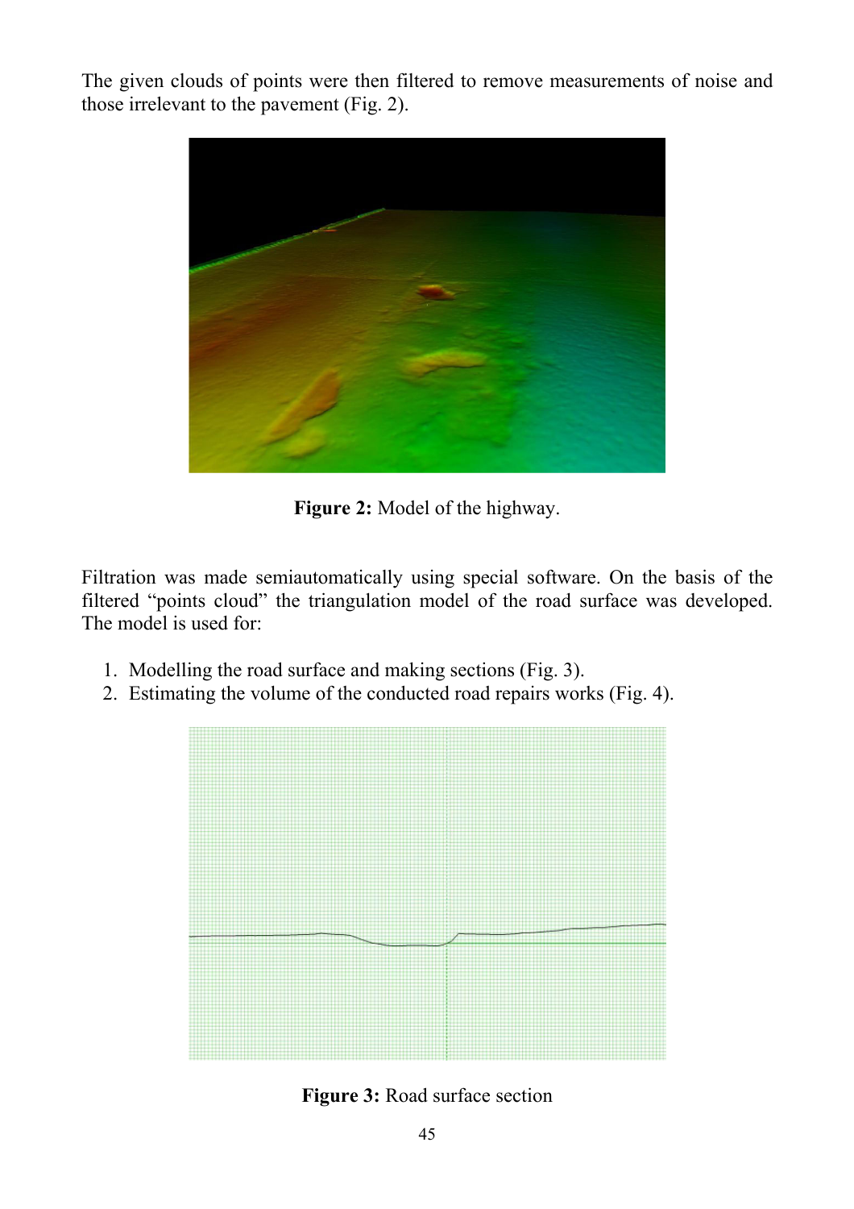The given clouds of points were then filtered to remove measurements of noise and those irrelevant to the pavement (Fig. 2).

**Figure 2:** Model of the highway.

Filtration was made semiautomatically using special software. On the basis of the filtered "points cloud" the triangulation model of the road surface was developed. The model is used for:

1. Modelling the road surface and making sections (Fig. 3).
2. Estimating the volume of the conducted road repairs works (Fig. 4).

**Figure 3:** Road surface section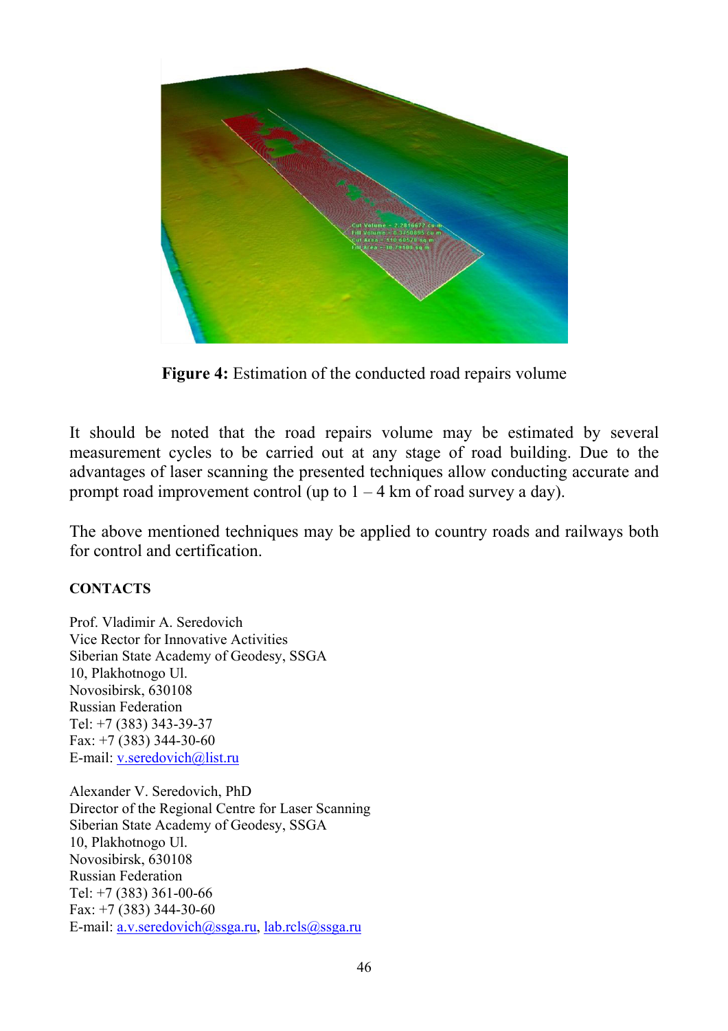**Figure 4:** Estimation of the conducted road repairs volume

It should be noted that the road repairs volume may be estimated by several measurement cycles to be carried out at any stage of road building. Due to the advantages of laser scanning the presented techniques allow conducting accurate and prompt road improvement control (up to 1 – 4 km of road survey a day).

The above mentioned techniques may be applied to country roads and railways both for control and certification.

## CONTACTS

Prof. Vladimir A. Seredovich
Vice Rector for Innovative Activities
Siberian State Academy of Geodesy, SSGA
10, Plakhotnogo Ul.
Novosibirsk, 630108
Russian Federation
Tel: +7 (383) 343-39-37
Fax: +7 (383) 344-30-60
E-mail: v.seredovich@list.ru

Alexander V. Seredovich, PhD
Director of the Regional Centre for Laser Scanning
Siberian State Academy of Geodesy, SSGA
10, Plakhotnogo Ul.
Novosibirsk, 630108
Russian Federation
Tel: +7 (383) 361-00-66
Fax: +7 (383) 344-30-60
E-mail: a.v.seredovich@ssga.ru, lab.rcls@ssga.ru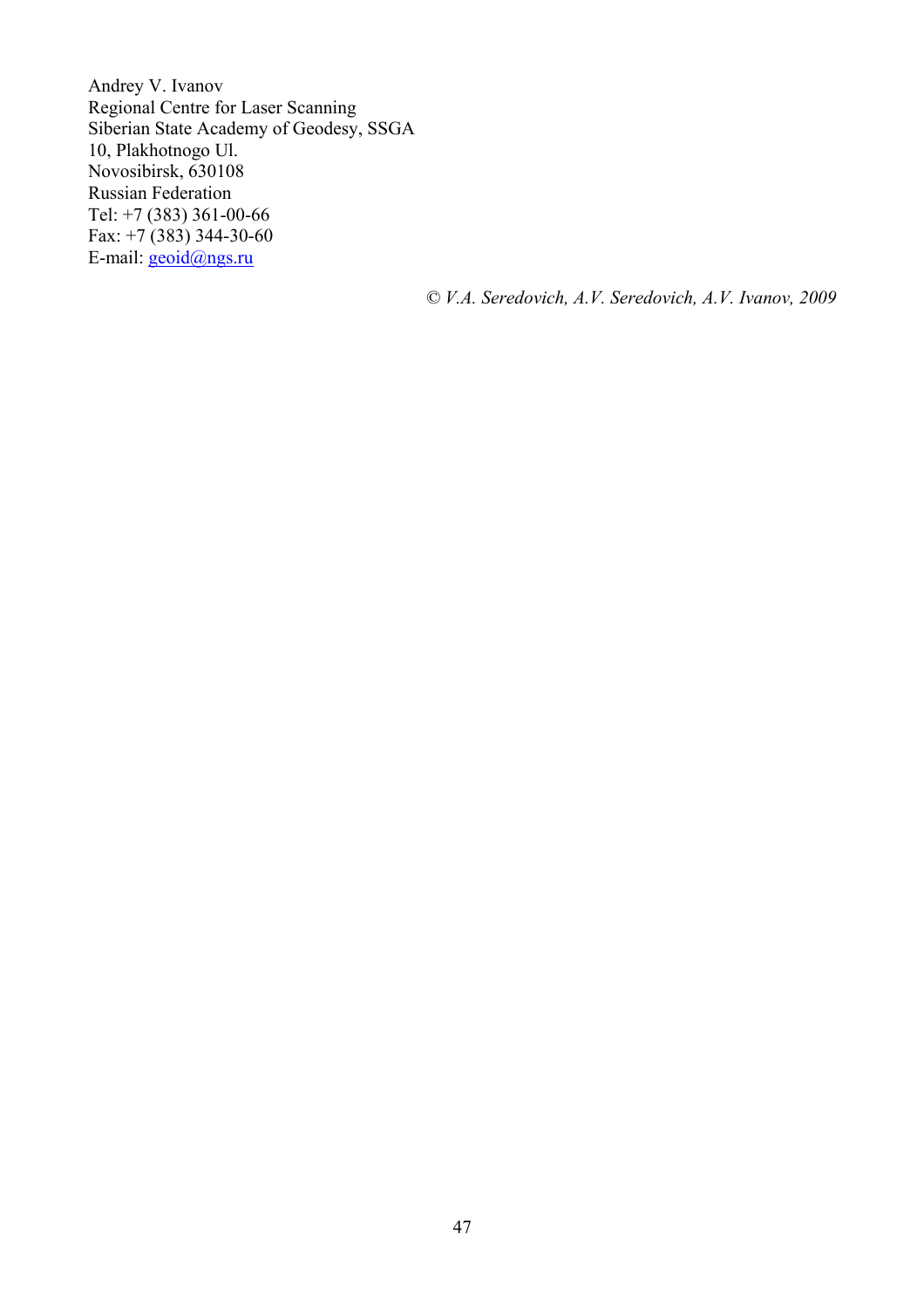Andrey V. Ivanov
Regional Centre for Laser Scanning
Siberian State Academy of Geodesy, SSGA
10, Plakhotnogo Ul.
Novosibirsk, 630108
Russian Federation
Tel: +7 (383) 361-00-66
Fax: +7 (383) 344-30-60
E-mail: geoid@ngs.ru

*© V.A. Seredovich, A.V. Seredovich, A.V. Ivanov, 2009*